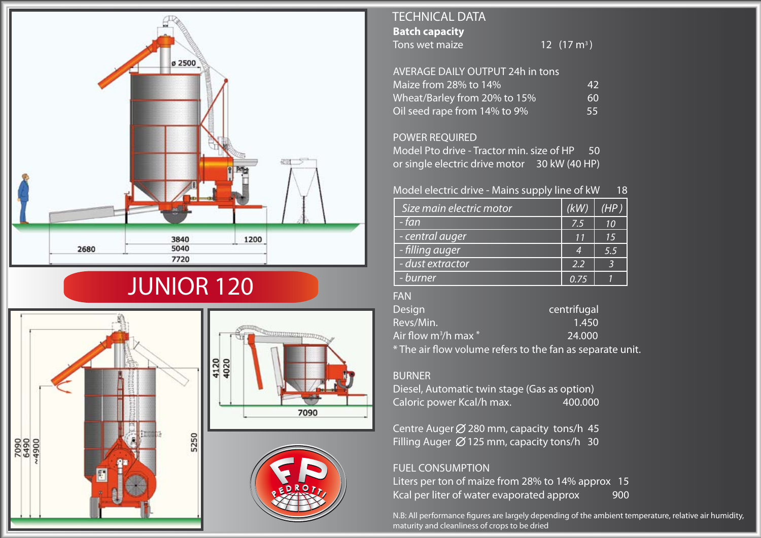# JUNIOR 120

## TECHNICAL DATA

**Batch capacity**

Tons wet maize 12 (17 m³)

AVERAGE DAILY OUTPUT 24h in tons

| | |
|---|---|
| Maize from 28% to 14% | 42 |
| Wheat/Barley from 20% to 15% | 60 |
| Oil seed rape from 14% to 9% | 55 |

POWER REQUIRED

Model Pto drive - Tractor min. size of HP 50
or single electric drive motor 30 kW (40 HP)

Model electric drive - Mains supply line of kW 18

| *Size main electric motor* | *(kW)* | *(HP)* |
|---|---|---|
| *- fan* | *7.5* | *10* |
| *- central auger* | *11* | *15* |
| *- filling auger* | *4* | *5.5* |
| *- dust extractor* | *2.2* | *3* |
| *- burner* | *0.75* | *1* |

FAN

| | |
|---|---|
| Design | centrifugal |
| Revs/Min. | 1.450 |
| Air flow m³/h max * | 24.000 |

\* The air flow volume refers to the fan as separate unit.

BURNER

Diesel, Automatic twin stage (Gas as option)
Caloric power Kcal/h max. 400.000

Centre Auger Ø 280 mm, capacity tons/h 45
Filling Auger Ø 125 mm, capacity tons/h 30

FUEL CONSUMPTION

Liters per ton of maize from 28% to 14% approx 15
Kcal per liter of water evaporated approx 900

N.B: All performance figures are largely depending of the ambient temperature, relative air humidity, maturity and cleanliness of crops to be dried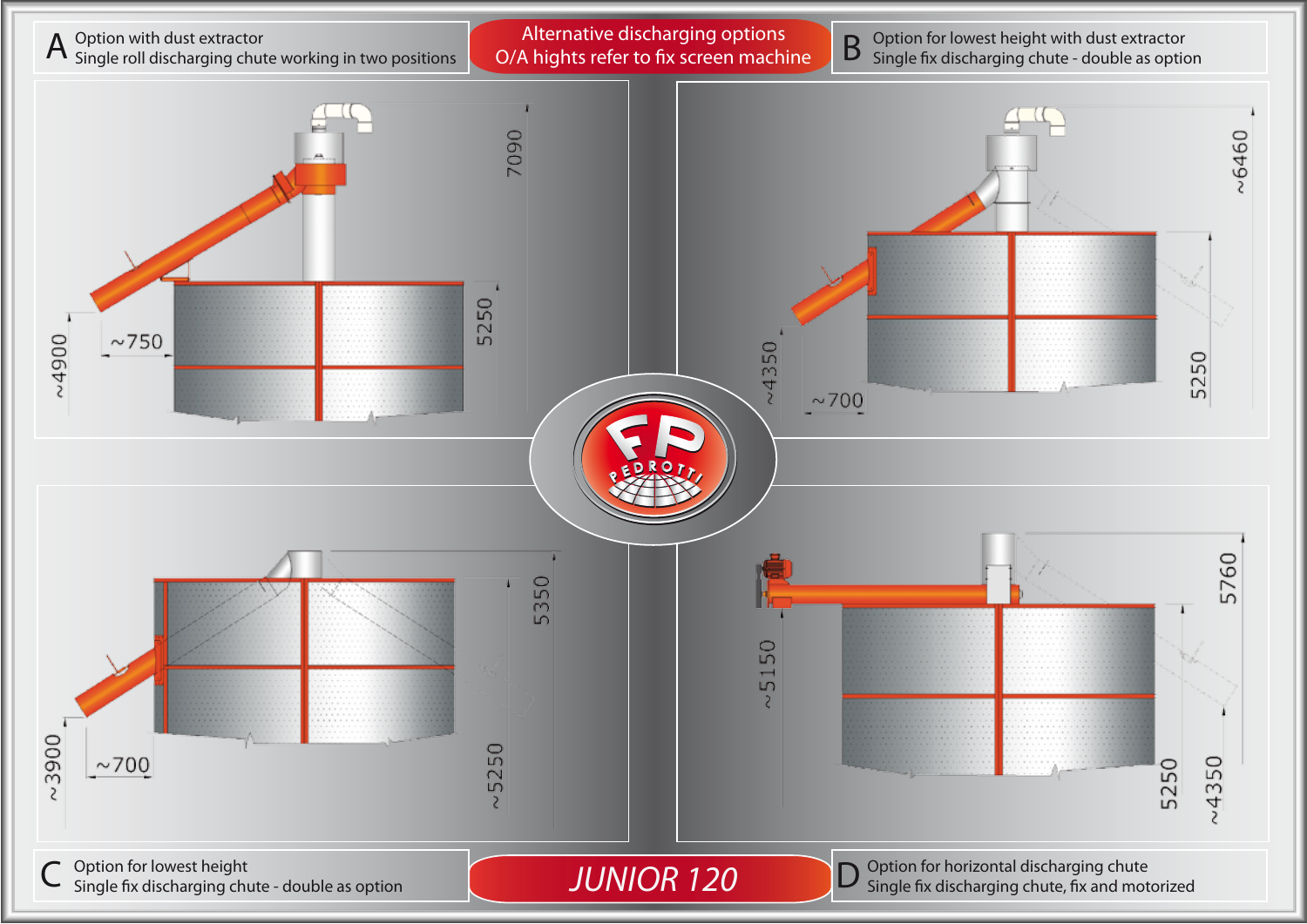# Alternative discharging options

O/A hights refer to fix screen machine

## A
Option with dust extractor
Single roll discharging chute working in two positions

7090
5250
~750
~4900

## B
Option for lowest height with dust extractor
Single fix discharging chute - double as option

~6460
5250
~700
~4350

## C
Option for lowest height
Single fix discharging chute - double as option

5350
~5250
~700
~3900

## D
Option for horizontal discharging chute
Single fix discharging chute, fix and motorized

5760
~5150
5250
~4350

FP PEDROTTI

## JUNIOR 120